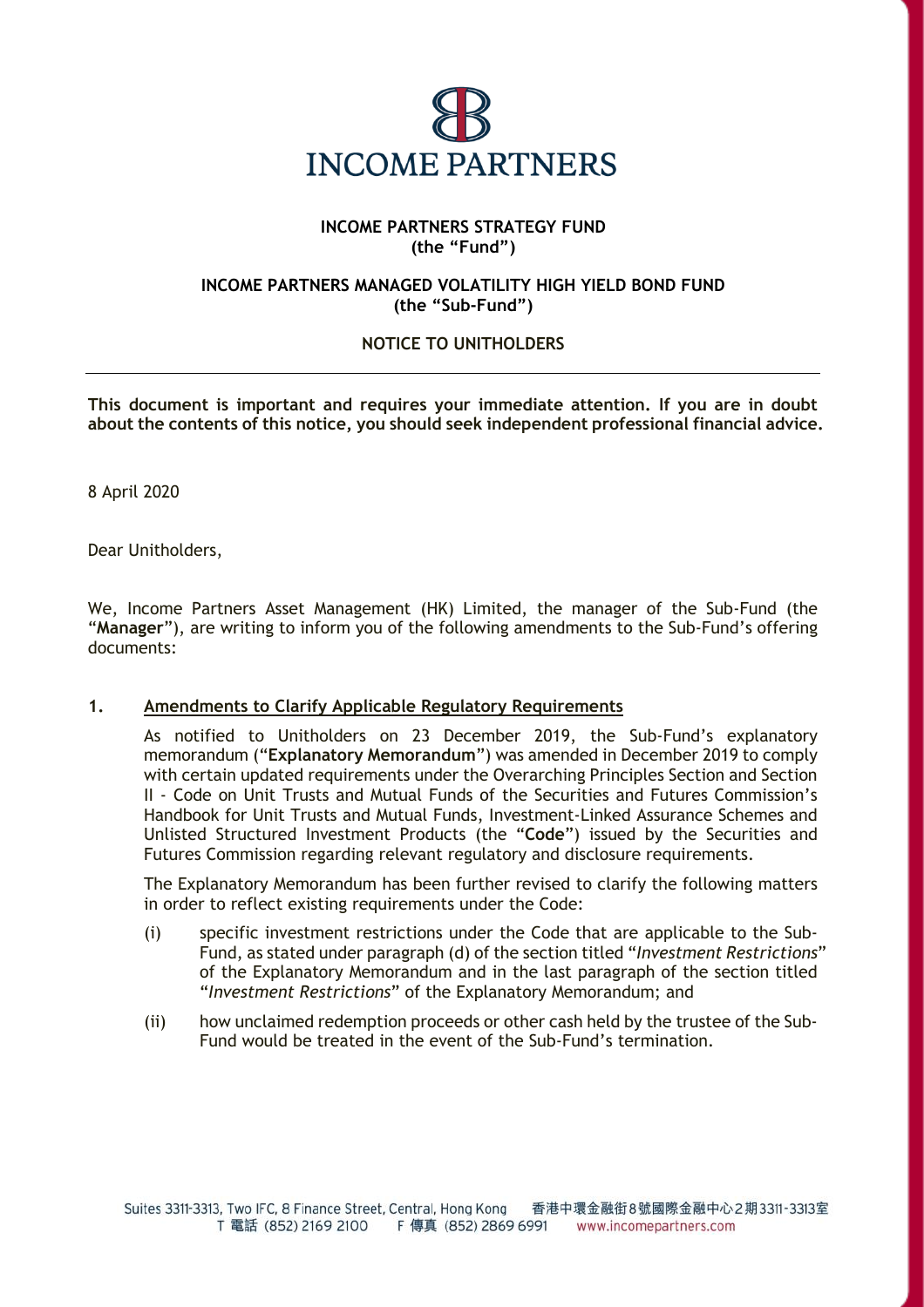# INCOME PARTNERS

**INCOME PARTNERS STRATEGY FUND**
**(the "Fund")**

**INCOME PARTNERS MANAGED VOLATILITY HIGH YIELD BOND FUND**
**(the "Sub-Fund")**

**NOTICE TO UNITHOLDERS**

---

**This document is important and requires your immediate attention. If you are in doubt about the contents of this notice, you should seek independent professional financial advice.**

8 April 2020

Dear Unitholders,

We, Income Partners Asset Management (HK) Limited, the manager of the Sub-Fund (the "**Manager**"), are writing to inform you of the following amendments to the Sub-Fund's offering documents:

## 1. Amendments to Clarify Applicable Regulatory Requirements

As notified to Unitholders on 23 December 2019, the Sub-Fund's explanatory memorandum ("**Explanatory Memorandum**") was amended in December 2019 to comply with certain updated requirements under the Overarching Principles Section and Section II - Code on Unit Trusts and Mutual Funds of the Securities and Futures Commission's Handbook for Unit Trusts and Mutual Funds, Investment-Linked Assurance Schemes and Unlisted Structured Investment Products (the "**Code**") issued by the Securities and Futures Commission regarding relevant regulatory and disclosure requirements.

The Explanatory Memorandum has been further revised to clarify the following matters in order to reflect existing requirements under the Code:

(i) specific investment restrictions under the Code that are applicable to the Sub-Fund, as stated under paragraph (d) of the section titled "*Investment Restrictions*" of the Explanatory Memorandum and in the last paragraph of the section titled "*Investment Restrictions*" of the Explanatory Memorandum; and

(ii) how unclaimed redemption proceeds or other cash held by the trustee of the Sub-Fund would be treated in the event of the Sub-Fund's termination.

Suites 3311-3313, Two IFC, 8 Finance Street, Central, Hong Kong 香港中環金融街8號國際金融中心2期3311-3313室
T 電話 (852) 2169 2100 F 傳真 (852) 2869 6991 www.incomepartners.com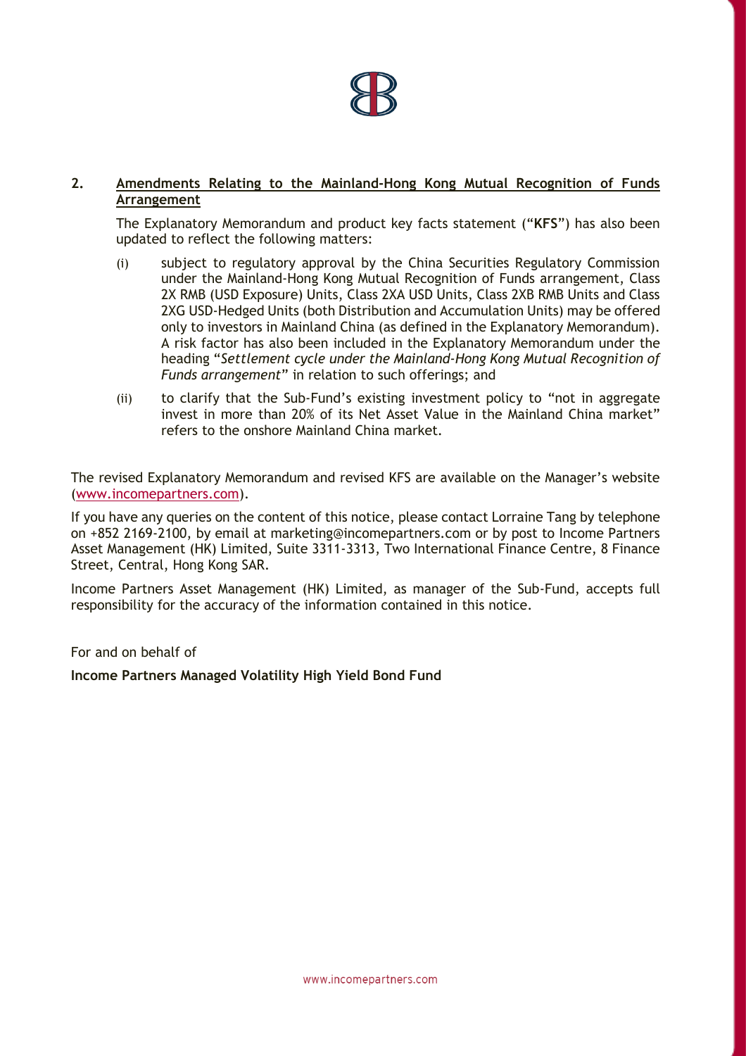## 2. Amendments Relating to the Mainland-Hong Kong Mutual Recognition of Funds Arrangement

The Explanatory Memorandum and product key facts statement ("**KFS**") has also been updated to reflect the following matters:

(i) subject to regulatory approval by the China Securities Regulatory Commission under the Mainland-Hong Kong Mutual Recognition of Funds arrangement, Class 2X RMB (USD Exposure) Units, Class 2XA USD Units, Class 2XB RMB Units and Class 2XG USD-Hedged Units (both Distribution and Accumulation Units) may be offered only to investors in Mainland China (as defined in the Explanatory Memorandum). A risk factor has also been included in the Explanatory Memorandum under the heading "*Settlement cycle under the Mainland-Hong Kong Mutual Recognition of Funds arrangement*" in relation to such offerings; and

(ii) to clarify that the Sub-Fund's existing investment policy to "not in aggregate invest in more than 20% of its Net Asset Value in the Mainland China market" refers to the onshore Mainland China market.

The revised Explanatory Memorandum and revised KFS are available on the Manager's website (www.incomepartners.com).

If you have any queries on the content of this notice, please contact Lorraine Tang by telephone on +852 2169-2100, by email at marketing@incomepartners.com or by post to Income Partners Asset Management (HK) Limited, Suite 3311-3313, Two International Finance Centre, 8 Finance Street, Central, Hong Kong SAR.

Income Partners Asset Management (HK) Limited, as manager of the Sub-Fund, accepts full responsibility for the accuracy of the information contained in this notice.

For and on behalf of

**Income Partners Managed Volatility High Yield Bond Fund**